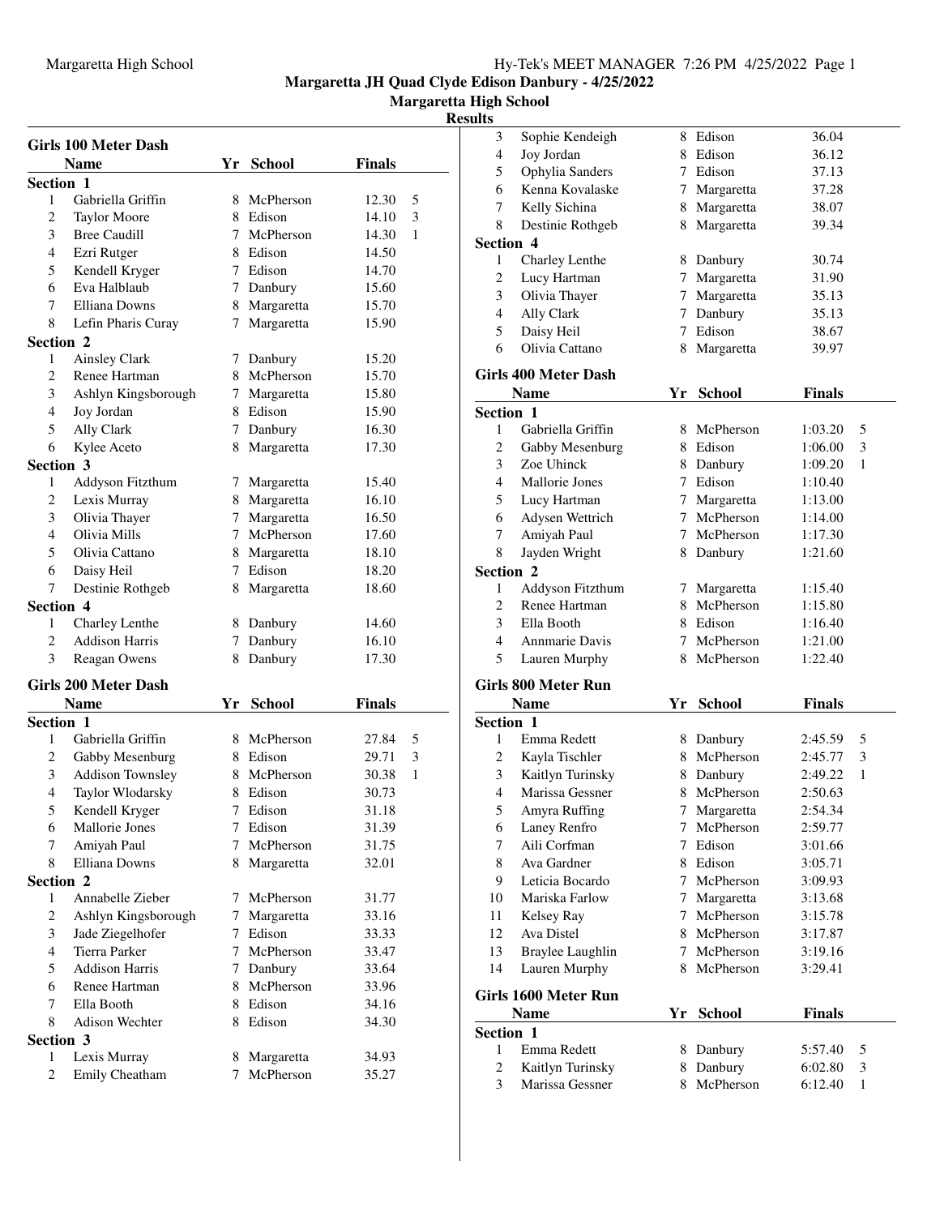# Margaretta JH Quad Clyde Edison Danbury - 4/25/2022

## Margaretta High School

### Results

#### Girls 100 Meter Dash

| | Name | Yr | School | Finals | |
|---|---|---|---|---|---|
| **Section 1** | | | | | |
| 1 | Gabriella Griffin | 8 | McPherson | 12.30 | 5 |
| 2 | Taylor Moore | 8 | Edison | 14.10 | 3 |
| 3 | Bree Caudill | 7 | McPherson | 14.30 | 1 |
| 4 | Ezri Rutger | 8 | Edison | 14.50 | |
| 5 | Kendell Kryger | 7 | Edison | 14.70 | |
| 6 | Eva Halblaub | 7 | Danbury | 15.60 | |
| 7 | Elliana Downs | 8 | Margaretta | 15.70 | |
| 8 | Lefin Pharis Curay | 7 | Margaretta | 15.90 | |
| **Section 2** | | | | | |
| 1 | Ainsley Clark | 7 | Danbury | 15.20 | |
| 2 | Renee Hartman | 8 | McPherson | 15.70 | |
| 3 | Ashlyn Kingsborough | 7 | Margaretta | 15.80 | |
| 4 | Joy Jordan | 8 | Edison | 15.90 | |
| 5 | Ally Clark | 7 | Danbury | 16.30 | |
| 6 | Kylee Aceto | 8 | Margaretta | 17.30 | |
| **Section 3** | | | | | |
| 1 | Addyson Fitzthum | 7 | Margaretta | 15.40 | |
| 2 | Lexis Murray | 8 | Margaretta | 16.10 | |
| 3 | Olivia Thayer | 7 | Margaretta | 16.50 | |
| 4 | Olivia Mills | 7 | McPherson | 17.60 | |
| 5 | Olivia Cattano | 8 | Margaretta | 18.10 | |
| 6 | Daisy Heil | 7 | Edison | 18.20 | |
| 7 | Destinie Rothgeb | 8 | Margaretta | 18.60 | |
| **Section 4** | | | | | |
| 1 | Charley Lenthe | 8 | Danbury | 14.60 | |
| 2 | Addison Harris | 7 | Danbury | 16.10 | |
| 3 | Reagan Owens | 8 | Danbury | 17.30 | |

#### Girls 200 Meter Dash

| | Name | Yr | School | Finals | |
|---|---|---|---|---|---|
| **Section 1** | | | | | |
| 1 | Gabriella Griffin | 8 | McPherson | 27.84 | 5 |
| 2 | Gabby Mesenburg | 8 | Edison | 29.71 | 3 |
| 3 | Addison Townsley | 8 | McPherson | 30.38 | 1 |
| 4 | Taylor Wlodarsky | 8 | Edison | 30.73 | |
| 5 | Kendell Kryger | 7 | Edison | 31.18 | |
| 6 | Mallorie Jones | 7 | Edison | 31.39 | |
| 7 | Amiyah Paul | 7 | McPherson | 31.75 | |
| 8 | Elliana Downs | 8 | Margaretta | 32.01 | |
| **Section 2** | | | | | |
| 1 | Annabelle Zieber | 7 | McPherson | 31.77 | |
| 2 | Ashlyn Kingsborough | 7 | Margaretta | 33.16 | |
| 3 | Jade Ziegelhofer | 7 | Edison | 33.33 | |
| 4 | Tierra Parker | 7 | McPherson | 33.47 | |
| 5 | Addison Harris | 7 | Danbury | 33.64 | |
| 6 | Renee Hartman | 8 | McPherson | 33.96 | |
| 7 | Ella Booth | 8 | Edison | 34.16 | |
| 8 | Adison Wechter | 8 | Edison | 34.30 | |
| **Section 3** | | | | | |
| 1 | Lexis Murray | 8 | Margaretta | 34.93 | |
| 2 | Emily Cheatham | 7 | McPherson | 35.27 | |
| 3 | Sophie Kendeigh | 8 | Edison | 36.04 | |
| 4 | Joy Jordan | 8 | Edison | 36.12 | |
| 5 | Ophylia Sanders | 7 | Edison | 37.13 | |
| 6 | Kenna Kovalaske | 7 | Margaretta | 37.28 | |
| 7 | Kelly Sichina | 8 | Margaretta | 38.07 | |
| 8 | Destinie Rothgeb | 8 | Margaretta | 39.34 | |
| **Section 4** | | | | | |
| 1 | Charley Lenthe | 8 | Danbury | 30.74 | |
| 2 | Lucy Hartman | 7 | Margaretta | 31.90 | |
| 3 | Olivia Thayer | 7 | Margaretta | 35.13 | |
| 4 | Ally Clark | 7 | Danbury | 35.13 | |
| 5 | Daisy Heil | 7 | Edison | 38.67 | |
| 6 | Olivia Cattano | 8 | Margaretta | 39.97 | |

#### Girls 400 Meter Dash

| | Name | Yr | School | Finals | |
|---|---|---|---|---|---|
| **Section 1** | | | | | |
| 1 | Gabriella Griffin | 8 | McPherson | 1:03.20 | 5 |
| 2 | Gabby Mesenburg | 8 | Edison | 1:06.00 | 3 |
| 3 | Zoe Uhinck | 8 | Danbury | 1:09.20 | 1 |
| 4 | Mallorie Jones | 7 | Edison | 1:10.40 | |
| 5 | Lucy Hartman | 7 | Margaretta | 1:13.00 | |
| 6 | Adysen Wettrich | 7 | McPherson | 1:14.00 | |
| 7 | Amiyah Paul | 7 | McPherson | 1:17.30 | |
| 8 | Jayden Wright | 8 | Danbury | 1:21.60 | |
| **Section 2** | | | | | |
| 1 | Addyson Fitzthum | 7 | Margaretta | 1:15.40 | |
| 2 | Renee Hartman | 8 | McPherson | 1:15.80 | |
| 3 | Ella Booth | 8 | Edison | 1:16.40 | |
| 4 | Annmarie Davis | 7 | McPherson | 1:21.00 | |
| 5 | Lauren Murphy | 8 | McPherson | 1:22.40 | |

#### Girls 800 Meter Run

| | Name | Yr | School | Finals | |
|---|---|---|---|---|---|
| **Section 1** | | | | | |
| 1 | Emma Redett | 8 | Danbury | 2:45.59 | 5 |
| 2 | Kayla Tischler | 8 | McPherson | 2:45.77 | 3 |
| 3 | Kaitlyn Turinsky | 8 | Danbury | 2:49.22 | 1 |
| 4 | Marissa Gessner | 8 | McPherson | 2:50.63 | |
| 5 | Amyra Ruffing | 7 | Margaretta | 2:54.34 | |
| 6 | Laney Renfro | 7 | McPherson | 2:59.77 | |
| 7 | Aili Corfman | 7 | Edison | 3:01.66 | |
| 8 | Ava Gardner | 8 | Edison | 3:05.71 | |
| 9 | Leticia Bocardo | 7 | McPherson | 3:09.93 | |
| 10 | Mariska Farlow | 7 | Margaretta | 3:13.68 | |
| 11 | Kelsey Ray | 7 | McPherson | 3:15.78 | |
| 12 | Ava Distel | 8 | McPherson | 3:17.87 | |
| 13 | Braylee Laughlin | 7 | McPherson | 3:19.16 | |
| 14 | Lauren Murphy | 8 | McPherson | 3:29.41 | |

#### Girls 1600 Meter Run

| | Name | Yr | School | Finals | |
|---|---|---|---|---|---|
| **Section 1** | | | | | |
| 1 | Emma Redett | 8 | Danbury | 5:57.40 | 5 |
| 2 | Kaitlyn Turinsky | 8 | Danbury | 6:02.80 | 3 |
| 3 | Marissa Gessner | 8 | McPherson | 6:12.40 | 1 |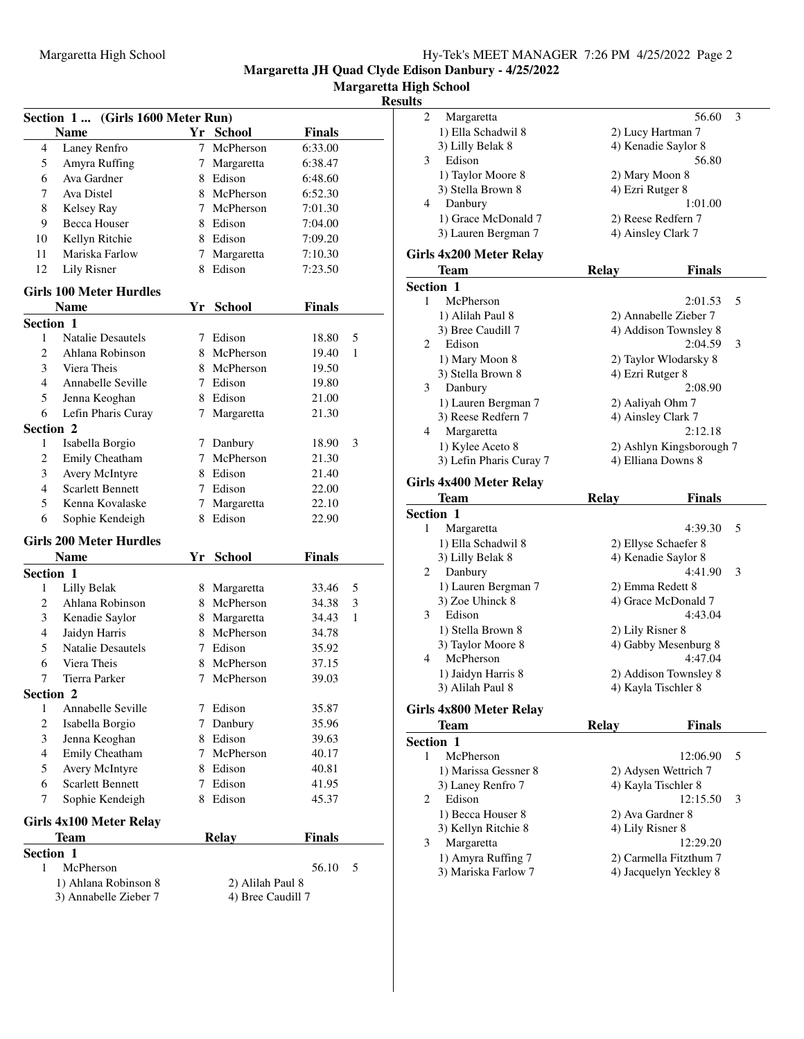Margaretta JH Quad Clyde Edison Danbury - 4/25/2022

Margaretta High School

Results

### Section 1 ... (Girls 1600 Meter Run)

| | Name | Yr | School | Finals | |
|---|---|---|---|---|---|
| 4 | Laney Renfro | 7 | McPherson | 6:33.00 | |
| 5 | Amyra Ruffing | 7 | Margaretta | 6:38.47 | |
| 6 | Ava Gardner | 8 | Edison | 6:48.60 | |
| 7 | Ava Distel | 8 | McPherson | 6:52.30 | |
| 8 | Kelsey Ray | 7 | McPherson | 7:01.30 | |
| 9 | Becca Houser | 8 | Edison | 7:04.00 | |
| 10 | Kellyn Ritchie | 8 | Edison | 7:09.20 | |
| 11 | Mariska Farlow | 7 | Margaretta | 7:10.30 | |
| 12 | Lily Risner | 8 | Edison | 7:23.50 | |

### Girls 100 Meter Hurdles

| | Name | Yr | School | Finals | |
|---|---|---|---|---|---|
| **Section 1** | | | | | |
| 1 | Natalie Desautels | 7 | Edison | 18.80 | 5 |
| 2 | Ahlana Robinson | 8 | McPherson | 19.40 | 1 |
| 3 | Viera Theis | 8 | McPherson | 19.50 | |
| 4 | Annabelle Seville | 7 | Edison | 19.80 | |
| 5 | Jenna Keoghan | 8 | Edison | 21.00 | |
| 6 | Lefin Pharis Curay | 7 | Margaretta | 21.30 | |
| **Section 2** | | | | | |
| 1 | Isabella Borgio | 7 | Danbury | 18.90 | 3 |
| 2 | Emily Cheatham | 7 | McPherson | 21.30 | |
| 3 | Avery McIntyre | 8 | Edison | 21.40 | |
| 4 | Scarlett Bennett | 7 | Edison | 22.00 | |
| 5 | Kenna Kovalaske | 7 | Margaretta | 22.10 | |
| 6 | Sophie Kendeigh | 8 | Edison | 22.90 | |

### Girls 200 Meter Hurdles

| | Name | Yr | School | Finals | |
|---|---|---|---|---|---|
| **Section 1** | | | | | |
| 1 | Lilly Belak | 8 | Margaretta | 33.46 | 5 |
| 2 | Ahlana Robinson | 8 | McPherson | 34.38 | 3 |
| 3 | Kenadie Saylor | 8 | Margaretta | 34.43 | 1 |
| 4 | Jaidyn Harris | 8 | McPherson | 34.78 | |
| 5 | Natalie Desautels | 7 | Edison | 35.92 | |
| 6 | Viera Theis | 8 | McPherson | 37.15 | |
| 7 | Tierra Parker | 7 | McPherson | 39.03 | |
| **Section 2** | | | | | |
| 1 | Annabelle Seville | 7 | Edison | 35.87 | |
| 2 | Isabella Borgio | 7 | Danbury | 35.96 | |
| 3 | Jenna Keoghan | 8 | Edison | 39.63 | |
| 4 | Emily Cheatham | 7 | McPherson | 40.17 | |
| 5 | Avery McIntyre | 8 | Edison | 40.81 | |
| 6 | Scarlett Bennett | 7 | Edison | 41.95 | |
| 7 | Sophie Kendeigh | 8 | Edison | 45.37 | |

### Girls 4x100 Meter Relay

| | Team | Relay | Finals | |
|---|---|---|---|---|
| **Section 1** | | | | |
| 1 | McPherson | | 56.10 | 5 |
| | 1) Ahlana Robinson 8 | 2) Alilah Paul 8 | | |
| | 3) Annabelle Zieber 7 | 4) Bree Caudill 7 | | |
| 2 | Margaretta | | 56.60 | 3 |
| | 1) Ella Schadwil 8 | 2) Lucy Hartman 7 | | |
| | 3) Lilly Belak 8 | 4) Kenadie Saylor 8 | | |
| 3 | Edison | | 56.80 | |
| | 1) Taylor Moore 8 | 2) Mary Moon 8 | | |
| | 3) Stella Brown 8 | 4) Ezri Rutger 8 | | |
| 4 | Danbury | | 1:01.00 | |
| | 1) Grace McDonald 7 | 2) Reese Redfern 7 | | |
| | 3) Lauren Bergman 7 | 4) Ainsley Clark 7 | | |

### Girls 4x200 Meter Relay

| | Team | Relay | Finals | |
|---|---|---|---|---|
| **Section 1** | | | | |
| 1 | McPherson | | 2:01.53 | 5 |
| | 1) Alilah Paul 8 | 2) Annabelle Zieber 7 | | |
| | 3) Bree Caudill 7 | 4) Addison Townsley 8 | | |
| 2 | Edison | | 2:04.59 | 3 |
| | 1) Mary Moon 8 | 2) Taylor Wlodarsky 8 | | |
| | 3) Stella Brown 8 | 4) Ezri Rutger 8 | | |
| 3 | Danbury | | 2:08.90 | |
| | 1) Lauren Bergman 7 | 2) Aaliyah Ohm 7 | | |
| | 3) Reese Redfern 7 | 4) Ainsley Clark 7 | | |
| 4 | Margaretta | | 2:12.18 | |
| | 1) Kylee Aceto 8 | 2) Ashlyn Kingsborough 7 | | |
| | 3) Lefin Pharis Curay 7 | 4) Elliana Downs 8 | | |

### Girls 4x400 Meter Relay

| | Team | Relay | Finals | |
|---|---|---|---|---|
| **Section 1** | | | | |
| 1 | Margaretta | | 4:39.30 | 5 |
| | 1) Ella Schadwil 8 | 2) Ellyse Schaefer 8 | | |
| | 3) Lilly Belak 8 | 4) Kenadie Saylor 8 | | |
| 2 | Danbury | | 4:41.90 | 3 |
| | 1) Lauren Bergman 7 | 2) Emma Redett 8 | | |
| | 3) Zoe Uhinck 8 | 4) Grace McDonald 7 | | |
| 3 | Edison | | 4:43.04 | |
| | 1) Stella Brown 8 | 2) Lily Risner 8 | | |
| | 3) Taylor Moore 8 | 4) Gabby Mesenburg 8 | | |
| 4 | McPherson | | 4:47.04 | |
| | 1) Jaidyn Harris 8 | 2) Addison Townsley 8 | | |
| | 3) Alilah Paul 8 | 4) Kayla Tischler 8 | | |

### Girls 4x800 Meter Relay

| | Team | Relay | Finals | |
|---|---|---|---|---|
| **Section 1** | | | | |
| 1 | McPherson | | 12:06.90 | 5 |
| | 1) Marissa Gessner 8 | 2) Adysen Wettrich 7 | | |
| | 3) Laney Renfro 7 | 4) Kayla Tischler 8 | | |
| 2 | Edison | | 12:15.50 | 3 |
| | 1) Becca Houser 8 | 2) Ava Gardner 8 | | |
| | 3) Kellyn Ritchie 8 | 4) Lily Risner 8 | | |
| 3 | Margaretta | | 12:29.20 | |
| | 1) Amyra Ruffing 7 | 2) Carmella Fitzthum 7 | | |
| | 3) Mariska Farlow 7 | 4) Jacquelyn Yeckley 8 | | |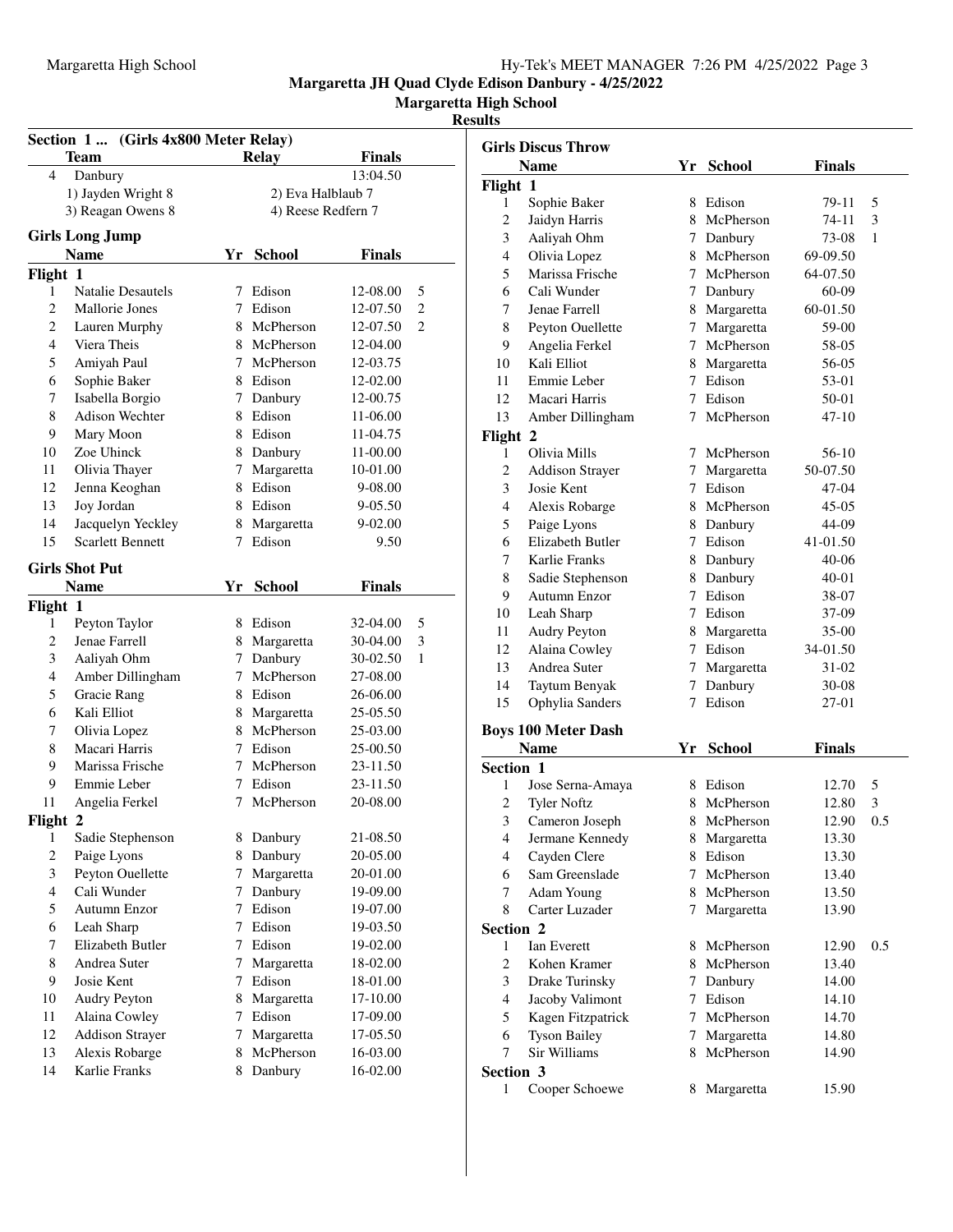**Margaretta JH Quad Clyde Edison Danbury - 4/25/2022**

**Margaretta High School**

**Results**

## Section 1 ... (Girls 4x800 Meter Relay)

| | Team | Relay | Finals |
|---|---|---|---|
| 4 | Danbury | | 13:04.50 |
| | 1) Jayden Wright 8 | 2) Eva Halblaub 7 | |
| | 3) Reagan Owens 8 | 4) Reese Redfern 7 | |

## Girls Long Jump

| | Name | Yr | School | Finals | |
|---|---|---|---|---|---|
| **Flight 1** | | | | | |
| 1 | Natalie Desautels | 7 | Edison | 12-08.00 | 5 |
| 2 | Mallorie Jones | 7 | Edison | 12-07.50 | 2 |
| 2 | Lauren Murphy | 8 | McPherson | 12-07.50 | 2 |
| 4 | Viera Theis | 8 | McPherson | 12-04.00 | |
| 5 | Amiyah Paul | 7 | McPherson | 12-03.75 | |
| 6 | Sophie Baker | 8 | Edison | 12-02.00 | |
| 7 | Isabella Borgio | 7 | Danbury | 12-00.75 | |
| 8 | Adison Wechter | 8 | Edison | 11-06.00 | |
| 9 | Mary Moon | 8 | Edison | 11-04.75 | |
| 10 | Zoe Uhinck | 8 | Danbury | 11-00.00 | |
| 11 | Olivia Thayer | 7 | Margaretta | 10-01.00 | |
| 12 | Jenna Keoghan | 8 | Edison | 9-08.00 | |
| 13 | Joy Jordan | 8 | Edison | 9-05.50 | |
| 14 | Jacquelyn Yeckley | 8 | Margaretta | 9-02.00 | |
| 15 | Scarlett Bennett | 7 | Edison | 9.50 | |

## Girls Shot Put

| | Name | Yr | School | Finals | |
|---|---|---|---|---|---|
| **Flight 1** | | | | | |
| 1 | Peyton Taylor | 8 | Edison | 32-04.00 | 5 |
| 2 | Jenae Farrell | 8 | Margaretta | 30-04.00 | 3 |
| 3 | Aaliyah Ohm | 7 | Danbury | 30-02.50 | 1 |
| 4 | Amber Dillingham | 7 | McPherson | 27-08.00 | |
| 5 | Gracie Rang | 8 | Edison | 26-06.00 | |
| 6 | Kali Elliot | 8 | Margaretta | 25-05.50 | |
| 7 | Olivia Lopez | 8 | McPherson | 25-03.00 | |
| 8 | Macari Harris | 7 | Edison | 25-00.50 | |
| 9 | Marissa Frische | 7 | McPherson | 23-11.50 | |
| 9 | Emmie Leber | 7 | Edison | 23-11.50 | |
| 11 | Angelia Ferkel | 7 | McPherson | 20-08.00 | |
| **Flight 2** | | | | | |
| 1 | Sadie Stephenson | 8 | Danbury | 21-08.50 | |
| 2 | Paige Lyons | 8 | Danbury | 20-05.00 | |
| 3 | Peyton Ouellette | 7 | Margaretta | 20-01.00 | |
| 4 | Cali Wunder | 7 | Danbury | 19-09.00 | |
| 5 | Autumn Enzor | 7 | Edison | 19-07.00 | |
| 6 | Leah Sharp | 7 | Edison | 19-03.50 | |
| 7 | Elizabeth Butler | 7 | Edison | 19-02.00 | |
| 8 | Andrea Suter | 7 | Margaretta | 18-02.00 | |
| 9 | Josie Kent | 7 | Edison | 18-01.00 | |
| 10 | Audry Peyton | 8 | Margaretta | 17-10.00 | |
| 11 | Alaina Cowley | 7 | Edison | 17-09.00 | |
| 12 | Addison Strayer | 7 | Margaretta | 17-05.50 | |
| 13 | Alexis Robarge | 8 | McPherson | 16-03.00 | |
| 14 | Karlie Franks | 8 | Danbury | 16-02.00 | |

## Girls Discus Throw

| | Name | Yr | School | Finals | |
|---|---|---|---|---|---|
| **Flight 1** | | | | | |
| 1 | Sophie Baker | 8 | Edison | 79-11 | 5 |
| 2 | Jaidyn Harris | 8 | McPherson | 74-11 | 3 |
| 3 | Aaliyah Ohm | 7 | Danbury | 73-08 | 1 |
| 4 | Olivia Lopez | 8 | McPherson | 69-09.50 | |
| 5 | Marissa Frische | 7 | McPherson | 64-07.50 | |
| 6 | Cali Wunder | 7 | Danbury | 60-09 | |
| 7 | Jenae Farrell | 8 | Margaretta | 60-01.50 | |
| 8 | Peyton Ouellette | 7 | Margaretta | 59-00 | |
| 9 | Angelia Ferkel | 7 | McPherson | 58-05 | |
| 10 | Kali Elliot | 8 | Margaretta | 56-05 | |
| 11 | Emmie Leber | 7 | Edison | 53-01 | |
| 12 | Macari Harris | 7 | Edison | 50-01 | |
| 13 | Amber Dillingham | 7 | McPherson | 47-10 | |
| **Flight 2** | | | | | |
| 1 | Olivia Mills | 7 | McPherson | 56-10 | |
| 2 | Addison Strayer | 7 | Margaretta | 50-07.50 | |
| 3 | Josie Kent | 7 | Edison | 47-04 | |
| 4 | Alexis Robarge | 8 | McPherson | 45-05 | |
| 5 | Paige Lyons | 8 | Danbury | 44-09 | |
| 6 | Elizabeth Butler | 7 | Edison | 41-01.50 | |
| 7 | Karlie Franks | 8 | Danbury | 40-06 | |
| 8 | Sadie Stephenson | 8 | Danbury | 40-01 | |
| 9 | Autumn Enzor | 7 | Edison | 38-07 | |
| 10 | Leah Sharp | 7 | Edison | 37-09 | |
| 11 | Audry Peyton | 8 | Margaretta | 35-00 | |
| 12 | Alaina Cowley | 7 | Edison | 34-01.50 | |
| 13 | Andrea Suter | 7 | Margaretta | 31-02 | |
| 14 | Taytum Benyak | 7 | Danbury | 30-08 | |
| 15 | Ophylia Sanders | 7 | Edison | 27-01 | |

## Boys 100 Meter Dash

| | Name | Yr | School | Finals | |
|---|---|---|---|---|---|
| **Section 1** | | | | | |
| 1 | Jose Serna-Amaya | 8 | Edison | 12.70 | 5 |
| 2 | Tyler Noftz | 8 | McPherson | 12.80 | 3 |
| 3 | Cameron Joseph | 8 | McPherson | 12.90 | 0.5 |
| 4 | Jermane Kennedy | 8 | Margaretta | 13.30 | |
| 4 | Cayden Clere | 8 | Edison | 13.30 | |
| 6 | Sam Greenslade | 7 | McPherson | 13.40 | |
| 7 | Adam Young | 8 | McPherson | 13.50 | |
| 8 | Carter Luzader | 7 | Margaretta | 13.90 | |
| **Section 2** | | | | | |
| 1 | Ian Everett | 8 | McPherson | 12.90 | 0.5 |
| 2 | Kohen Kramer | 8 | McPherson | 13.40 | |
| 3 | Drake Turinsky | 7 | Danbury | 14.00 | |
| 4 | Jacoby Valimont | 7 | Edison | 14.10 | |
| 5 | Kagen Fitzpatrick | 7 | McPherson | 14.70 | |
| 6 | Tyson Bailey | 7 | Margaretta | 14.80 | |
| 7 | Sir Williams | 8 | McPherson | 14.90 | |
| **Section 3** | | | | | |
| 1 | Cooper Schoewe | 8 | Margaretta | 15.90 | |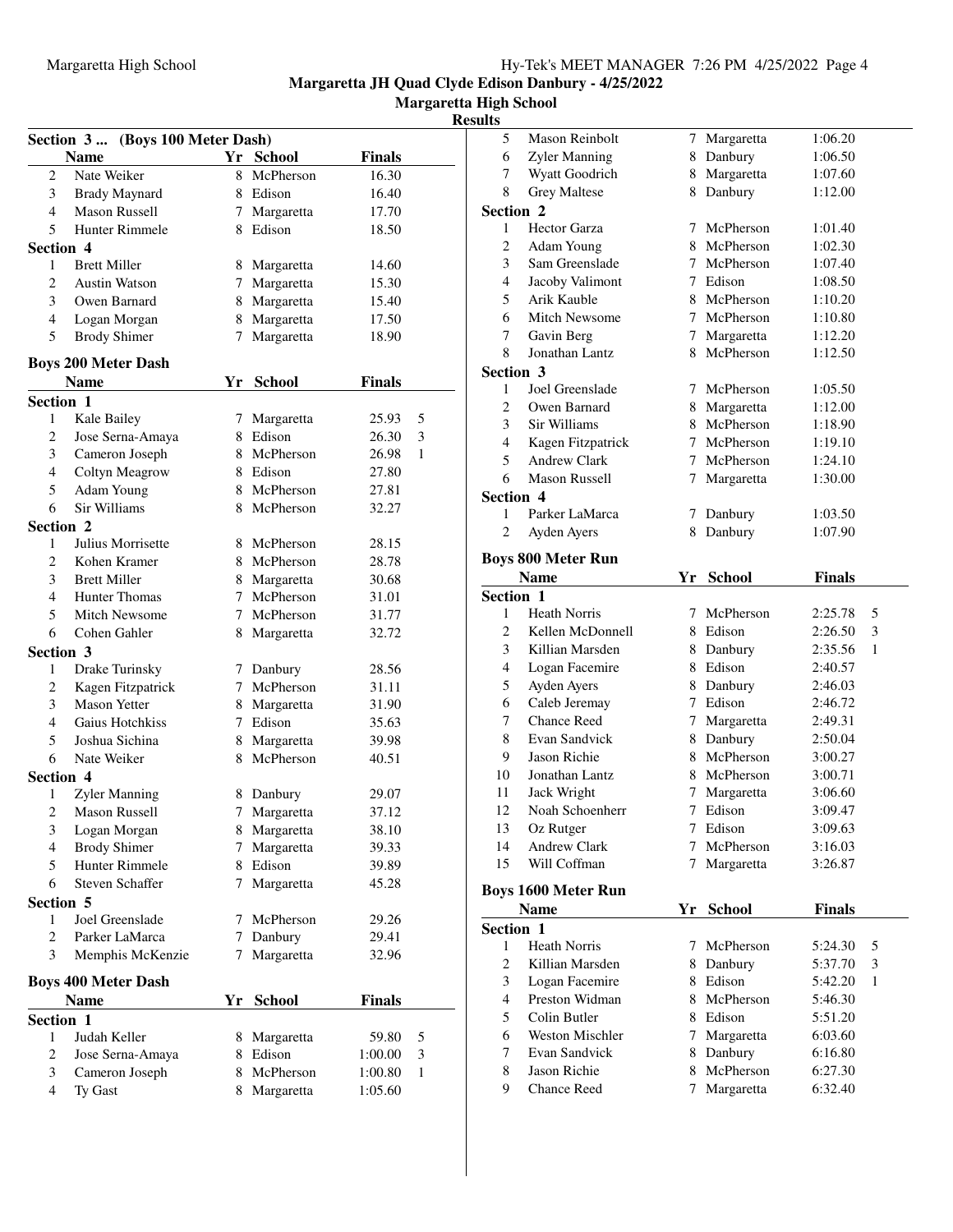Margaretta JH Quad Clyde Edison Danbury - 4/25/2022

Margaretta High School

Results

**Section 3 ... (Boys 100 Meter Dash)**

| | Name | Yr | School | Finals | |
|---|---|---|---|---|---|
| 2 | Nate Weiker | 8 | McPherson | 16.30 | |
| 3 | Brady Maynard | 8 | Edison | 16.40 | |
| 4 | Mason Russell | 7 | Margaretta | 17.70 | |
| 5 | Hunter Rimmele | 8 | Edison | 18.50 | |
| **Section 4** | | | | | |
| 1 | Brett Miller | 8 | Margaretta | 14.60 | |
| 2 | Austin Watson | 7 | Margaretta | 15.30 | |
| 3 | Owen Barnard | 8 | Margaretta | 15.40 | |
| 4 | Logan Morgan | 8 | Margaretta | 17.50 | |
| 5 | Brody Shimer | 7 | Margaretta | 18.90 | |

## Boys 200 Meter Dash

| | Name | Yr | School | Finals | |
|---|---|---|---|---|---|
| **Section 1** | | | | | |
| 1 | Kale Bailey | 7 | Margaretta | 25.93 | 5 |
| 2 | Jose Serna-Amaya | 8 | Edison | 26.30 | 3 |
| 3 | Cameron Joseph | 8 | McPherson | 26.98 | 1 |
| 4 | Coltyn Meagrow | 8 | Edison | 27.80 | |
| 5 | Adam Young | 8 | McPherson | 27.81 | |
| 6 | Sir Williams | 8 | McPherson | 32.27 | |
| **Section 2** | | | | | |
| 1 | Julius Morrisette | 8 | McPherson | 28.15 | |
| 2 | Kohen Kramer | 8 | McPherson | 28.78 | |
| 3 | Brett Miller | 8 | Margaretta | 30.68 | |
| 4 | Hunter Thomas | 7 | McPherson | 31.01 | |
| 5 | Mitch Newsome | 7 | McPherson | 31.77 | |
| 6 | Cohen Gahler | 8 | Margaretta | 32.72 | |
| **Section 3** | | | | | |
| 1 | Drake Turinsky | 7 | Danbury | 28.56 | |
| 2 | Kagen Fitzpatrick | 7 | McPherson | 31.11 | |
| 3 | Mason Yetter | 8 | Margaretta | 31.90 | |
| 4 | Gaius Hotchkiss | 7 | Edison | 35.63 | |
| 5 | Joshua Sichina | 8 | Margaretta | 39.98 | |
| 6 | Nate Weiker | 8 | McPherson | 40.51 | |
| **Section 4** | | | | | |
| 1 | Zyler Manning | 8 | Danbury | 29.07 | |
| 2 | Mason Russell | 7 | Margaretta | 37.12 | |
| 3 | Logan Morgan | 8 | Margaretta | 38.10 | |
| 4 | Brody Shimer | 7 | Margaretta | 39.33 | |
| 5 | Hunter Rimmele | 8 | Edison | 39.89 | |
| 6 | Steven Schaffer | 7 | Margaretta | 45.28 | |
| **Section 5** | | | | | |
| 1 | Joel Greenslade | 7 | McPherson | 29.26 | |
| 2 | Parker LaMarca | 7 | Danbury | 29.41 | |
| 3 | Memphis McKenzie | 7 | Margaretta | 32.96 | |

## Boys 400 Meter Dash

| | Name | Yr | School | Finals | |
|---|---|---|---|---|---|
| **Section 1** | | | | | |
| 1 | Judah Keller | 8 | Margaretta | 59.80 | 5 |
| 2 | Jose Serna-Amaya | 8 | Edison | 1:00.00 | 3 |
| 3 | Cameron Joseph | 8 | McPherson | 1:00.80 | 1 |
| 4 | Ty Gast | 8 | Margaretta | 1:05.60 | |
| 5 | Mason Reinbolt | 7 | Margaretta | 1:06.20 | |
| 6 | Zyler Manning | 8 | Danbury | 1:06.50 | |
| 7 | Wyatt Goodrich | 8 | Margaretta | 1:07.60 | |
| 8 | Grey Maltese | 8 | Danbury | 1:12.00 | |
| **Section 2** | | | | | |
| 1 | Hector Garza | 7 | McPherson | 1:01.40 | |
| 2 | Adam Young | 8 | McPherson | 1:02.30 | |
| 3 | Sam Greenslade | 7 | McPherson | 1:07.40 | |
| 4 | Jacoby Valimont | 7 | Edison | 1:08.50 | |
| 5 | Arik Kauble | 8 | McPherson | 1:10.20 | |
| 6 | Mitch Newsome | 7 | McPherson | 1:10.80 | |
| 7 | Gavin Berg | 7 | Margaretta | 1:12.20 | |
| 8 | Jonathan Lantz | 8 | McPherson | 1:12.50 | |
| **Section 3** | | | | | |
| 1 | Joel Greenslade | 7 | McPherson | 1:05.50 | |
| 2 | Owen Barnard | 8 | Margaretta | 1:12.00 | |
| 3 | Sir Williams | 8 | McPherson | 1:18.90 | |
| 4 | Kagen Fitzpatrick | 7 | McPherson | 1:19.10 | |
| 5 | Andrew Clark | 7 | McPherson | 1:24.10 | |
| 6 | Mason Russell | 7 | Margaretta | 1:30.00 | |
| **Section 4** | | | | | |
| 1 | Parker LaMarca | 7 | Danbury | 1:03.50 | |
| 2 | Ayden Ayers | 8 | Danbury | 1:07.90 | |

## Boys 800 Meter Run

| | Name | Yr | School | Finals | |
|---|---|---|---|---|---|
| **Section 1** | | | | | |
| 1 | Heath Norris | 7 | McPherson | 2:25.78 | 5 |
| 2 | Kellen McDonnell | 8 | Edison | 2:26.50 | 3 |
| 3 | Killian Marsden | 8 | Danbury | 2:35.56 | 1 |
| 4 | Logan Facemire | 8 | Edison | 2:40.57 | |
| 5 | Ayden Ayers | 8 | Danbury | 2:46.03 | |
| 6 | Caleb Jeremay | 7 | Edison | 2:46.72 | |
| 7 | Chance Reed | 7 | Margaretta | 2:49.31 | |
| 8 | Evan Sandvick | 8 | Danbury | 2:50.04 | |
| 9 | Jason Richie | 8 | McPherson | 3:00.27 | |
| 10 | Jonathan Lantz | 8 | McPherson | 3:00.71 | |
| 11 | Jack Wright | 7 | Margaretta | 3:06.60 | |
| 12 | Noah Schoenherr | 7 | Edison | 3:09.47 | |
| 13 | Oz Rutger | 7 | Edison | 3:09.63 | |
| 14 | Andrew Clark | 7 | McPherson | 3:16.03 | |
| 15 | Will Coffman | 7 | Margaretta | 3:26.87 | |

## Boys 1600 Meter Run

| | Name | Yr | School | Finals | |
|---|---|---|---|---|---|
| **Section 1** | | | | | |
| 1 | Heath Norris | 7 | McPherson | 5:24.30 | 5 |
| 2 | Killian Marsden | 8 | Danbury | 5:37.70 | 3 |
| 3 | Logan Facemire | 8 | Edison | 5:42.20 | 1 |
| 4 | Preston Widman | 8 | McPherson | 5:46.30 | |
| 5 | Colin Butler | 8 | Edison | 5:51.20 | |
| 6 | Weston Mischler | 7 | Margaretta | 6:03.60 | |
| 7 | Evan Sandvick | 8 | Danbury | 6:16.80 | |
| 8 | Jason Richie | 8 | McPherson | 6:27.30 | |
| 9 | Chance Reed | 7 | Margaretta | 6:32.40 | |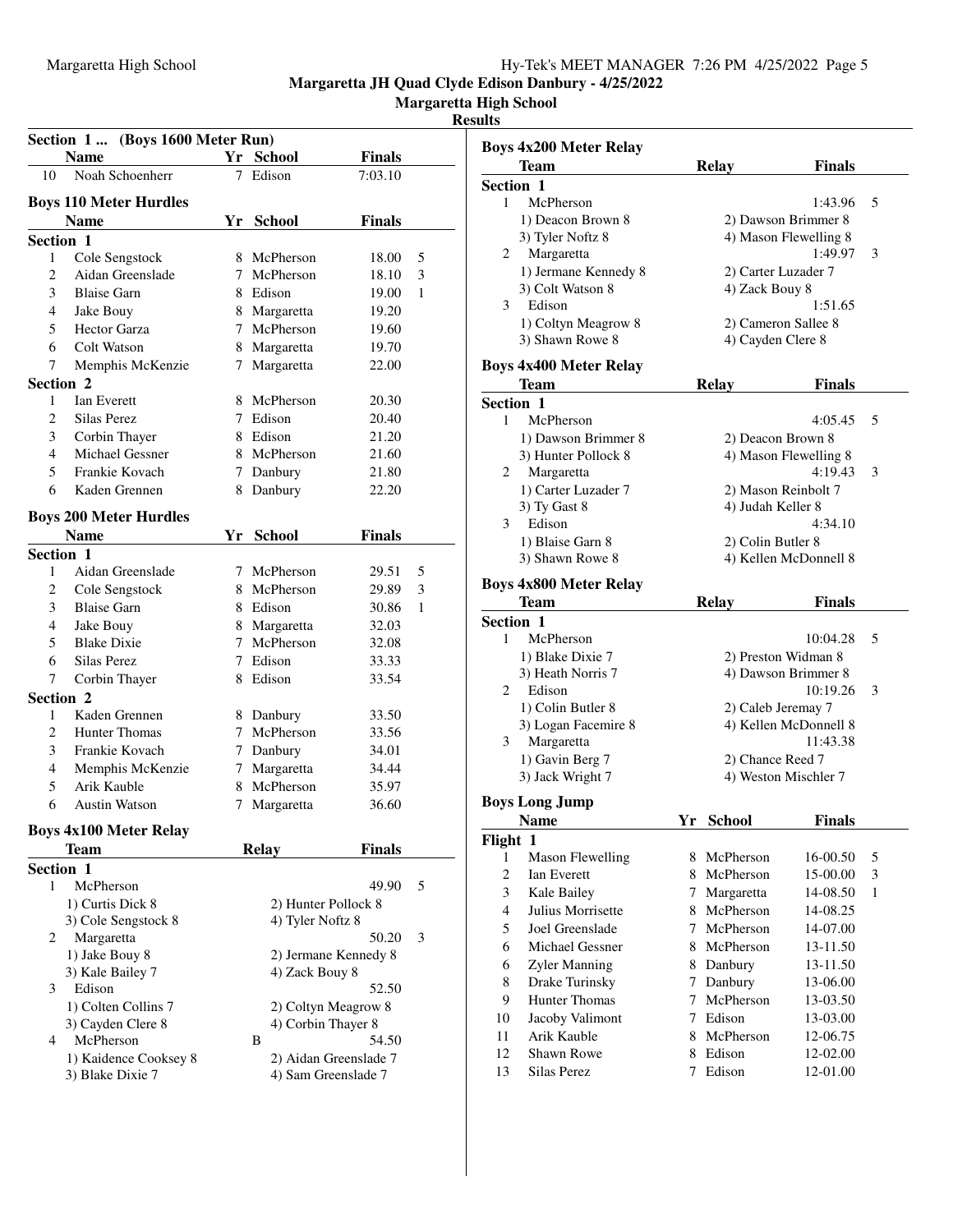# Margaretta JH Quad Clyde Edison Danbury - 4/25/2022

## Margaretta High School

### Results

**Section 1 ... (Boys 1600 Meter Run)**

| | Name | Yr | School | Finals | |
|---|---|---|---|---|---|
| 10 | Noah Schoenherr | 7 | Edison | 7:03.10 | |

### Boys 110 Meter Hurdles

| | Name | Yr | School | Finals | |
|---|---|---|---|---|---|
| **Section 1** | | | | | |
| 1 | Cole Sengstock | 8 | McPherson | 18.00 | 5 |
| 2 | Aidan Greenslade | 7 | McPherson | 18.10 | 3 |
| 3 | Blaise Garn | 8 | Edison | 19.00 | 1 |
| 4 | Jake Bouy | 8 | Margaretta | 19.20 | |
| 5 | Hector Garza | 7 | McPherson | 19.60 | |
| 6 | Colt Watson | 8 | Margaretta | 19.70 | |
| 7 | Memphis McKenzie | 7 | Margaretta | 22.00 | |
| **Section 2** | | | | | |
| 1 | Ian Everett | 8 | McPherson | 20.30 | |
| 2 | Silas Perez | 7 | Edison | 20.40 | |
| 3 | Corbin Thayer | 8 | Edison | 21.20 | |
| 4 | Michael Gessner | 8 | McPherson | 21.60 | |
| 5 | Frankie Kovach | 7 | Danbury | 21.80 | |
| 6 | Kaden Grennen | 8 | Danbury | 22.20 | |

### Boys 200 Meter Hurdles

| | Name | Yr | School | Finals | |
|---|---|---|---|---|---|
| **Section 1** | | | | | |
| 1 | Aidan Greenslade | 7 | McPherson | 29.51 | 5 |
| 2 | Cole Sengstock | 8 | McPherson | 29.89 | 3 |
| 3 | Blaise Garn | 8 | Edison | 30.86 | 1 |
| 4 | Jake Bouy | 8 | Margaretta | 32.03 | |
| 5 | Blake Dixie | 7 | McPherson | 32.08 | |
| 6 | Silas Perez | 7 | Edison | 33.33 | |
| 7 | Corbin Thayer | 8 | Edison | 33.54 | |
| **Section 2** | | | | | |
| 1 | Kaden Grennen | 8 | Danbury | 33.50 | |
| 2 | Hunter Thomas | 7 | McPherson | 33.56 | |
| 3 | Frankie Kovach | 7 | Danbury | 34.01 | |
| 4 | Memphis McKenzie | 7 | Margaretta | 34.44 | |
| 5 | Arik Kauble | 8 | McPherson | 35.97 | |
| 6 | Austin Watson | 7 | Margaretta | 36.60 | |

### Boys 4x100 Meter Relay

| | Team | Relay | Finals | |
|---|---|---|---|---|
| **Section 1** | | | | |
| 1 | McPherson | | 49.90 | 5 |
| | 1) Curtis Dick 8 | 2) Hunter Pollock 8 | | |
| | 3) Cole Sengstock 8 | 4) Tyler Noftz 8 | | |
| 2 | Margaretta | | 50.20 | 3 |
| | 1) Jake Bouy 8 | 2) Jermane Kennedy 8 | | |
| | 3) Kale Bailey 7 | 4) Zack Bouy 8 | | |
| 3 | Edison | | 52.50 | |
| | 1) Colten Collins 7 | 2) Coltyn Meagrow 8 | | |
| | 3) Cayden Clere 8 | 4) Corbin Thayer 8 | | |
| 4 | McPherson | B | 54.50 | |
| | 1) Kaidence Cooksey 8 | 2) Aidan Greenslade 7 | | |
| | 3) Blake Dixie 7 | 4) Sam Greenslade 7 | | |

### Boys 4x200 Meter Relay

| | Team | Relay | Finals | |
|---|---|---|---|---|
| **Section 1** | | | | |
| 1 | McPherson | | 1:43.96 | 5 |
| | 1) Deacon Brown 8 | 2) Dawson Brimmer 8 | | |
| | 3) Tyler Noftz 8 | 4) Mason Flewelling 8 | | |
| 2 | Margaretta | | 1:49.97 | 3 |
| | 1) Jermane Kennedy 8 | 2) Carter Luzader 7 | | |
| | 3) Colt Watson 8 | 4) Zack Bouy 8 | | |
| 3 | Edison | | 1:51.65 | |
| | 1) Coltyn Meagrow 8 | 2) Cameron Sallee 8 | | |
| | 3) Shawn Rowe 8 | 4) Cayden Clere 8 | | |

### Boys 4x400 Meter Relay

| | Team | Relay | Finals | |
|---|---|---|---|---|
| **Section 1** | | | | |
| 1 | McPherson | | 4:05.45 | 5 |
| | 1) Dawson Brimmer 8 | 2) Deacon Brown 8 | | |
| | 3) Hunter Pollock 8 | 4) Mason Flewelling 8 | | |
| 2 | Margaretta | | 4:19.43 | 3 |
| | 1) Carter Luzader 7 | 2) Mason Reinbolt 7 | | |
| | 3) Ty Gast 8 | 4) Judah Keller 8 | | |
| 3 | Edison | | 4:34.10 | |
| | 1) Blaise Garn 8 | 2) Colin Butler 8 | | |
| | 3) Shawn Rowe 8 | 4) Kellen McDonnell 8 | | |

### Boys 4x800 Meter Relay

| | Team | Relay | Finals | |
|---|---|---|---|---|
| **Section 1** | | | | |
| 1 | McPherson | | 10:04.28 | 5 |
| | 1) Blake Dixie 7 | 2) Preston Widman 8 | | |
| | 3) Heath Norris 7 | 4) Dawson Brimmer 8 | | |
| 2 | Edison | | 10:19.26 | 3 |
| | 1) Colin Butler 8 | 2) Caleb Jeremay 7 | | |
| | 3) Logan Facemire 8 | 4) Kellen McDonnell 8 | | |
| 3 | Margaretta | | 11:43.38 | |
| | 1) Gavin Berg 7 | 2) Chance Reed 7 | | |
| | 3) Jack Wright 7 | 4) Weston Mischler 7 | | |

### Boys Long Jump

| | Name | Yr | School | Finals | |
|---|---|---|---|---|---|
| **Flight 1** | | | | | |
| 1 | Mason Flewelling | 8 | McPherson | 16-00.50 | 5 |
| 2 | Ian Everett | 8 | McPherson | 15-00.00 | 3 |
| 3 | Kale Bailey | 7 | Margaretta | 14-08.50 | 1 |
| 4 | Julius Morrisette | 8 | McPherson | 14-08.25 | |
| 5 | Joel Greenslade | 7 | McPherson | 14-07.00 | |
| 6 | Michael Gessner | 8 | McPherson | 13-11.50 | |
| 6 | Zyler Manning | 8 | Danbury | 13-11.50 | |
| 8 | Drake Turinsky | 7 | Danbury | 13-06.00 | |
| 9 | Hunter Thomas | 7 | McPherson | 13-03.50 | |
| 10 | Jacoby Valimont | 7 | Edison | 13-03.00 | |
| 11 | Arik Kauble | 8 | McPherson | 12-06.75 | |
| 12 | Shawn Rowe | 8 | Edison | 12-02.00 | |
| 13 | Silas Perez | 7 | Edison | 12-01.00 | |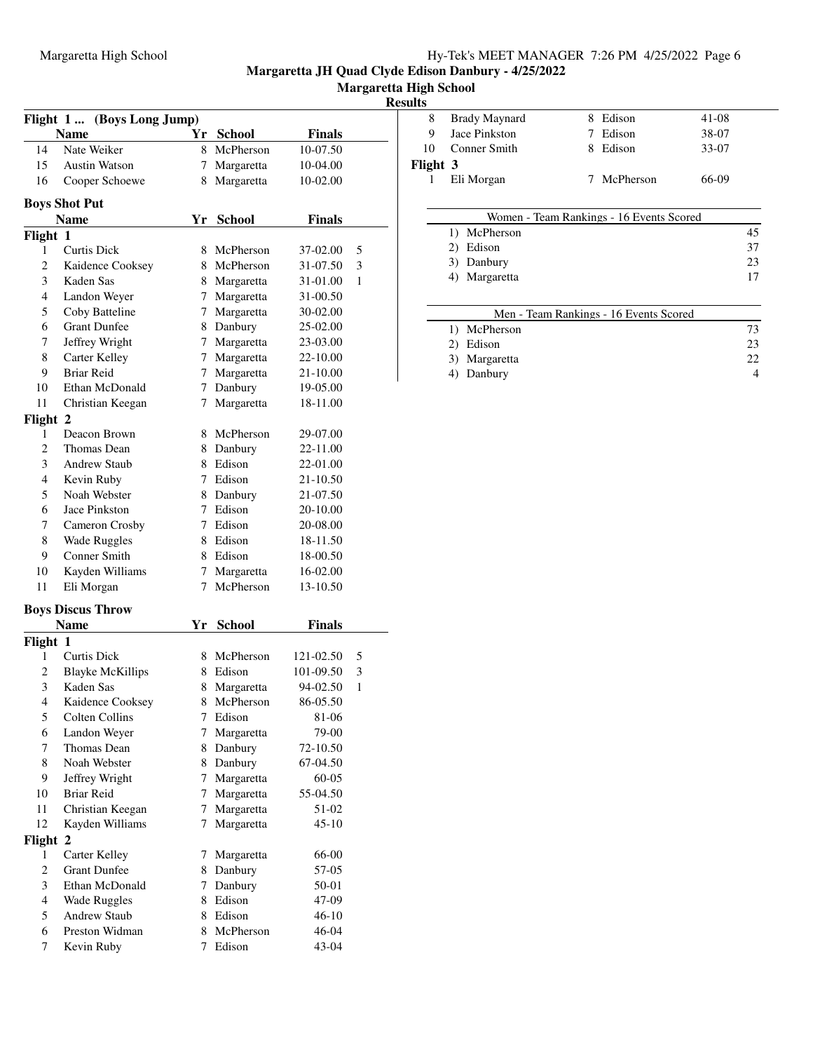Margaretta JH Quad Clyde Edison Danbury - 4/25/2022

Margaretta High School

Results

### Flight 1 ... (Boys Long Jump)

| | Name | Yr | School | Finals | |
|---|---|---|---|---|---|
| 14 | Nate Weiker | 8 | McPherson | 10-07.50 | |
| 15 | Austin Watson | 7 | Margaretta | 10-04.00 | |
| 16 | Cooper Schoewe | 8 | Margaretta | 10-02.00 | |

### Boys Shot Put

| | Name | Yr | School | Finals | |
|---|---|---|---|---|---|
| **Flight 1** | | | | | |
| 1 | Curtis Dick | 8 | McPherson | 37-02.00 | 5 |
| 2 | Kaidence Cooksey | 8 | McPherson | 31-07.50 | 3 |
| 3 | Kaden Sas | 8 | Margaretta | 31-01.00 | 1 |
| 4 | Landon Weyer | 7 | Margaretta | 31-00.50 | |
| 5 | Coby Batteline | 7 | Margaretta | 30-02.00 | |
| 6 | Grant Dunfee | 8 | Danbury | 25-02.00 | |
| 7 | Jeffrey Wright | 7 | Margaretta | 23-03.00 | |
| 8 | Carter Kelley | 7 | Margaretta | 22-10.00 | |
| 9 | Briar Reid | 7 | Margaretta | 21-10.00 | |
| 10 | Ethan McDonald | 7 | Danbury | 19-05.00 | |
| 11 | Christian Keegan | 7 | Margaretta | 18-11.00 | |
| **Flight 2** | | | | | |
| 1 | Deacon Brown | 8 | McPherson | 29-07.00 | |
| 2 | Thomas Dean | 8 | Danbury | 22-11.00 | |
| 3 | Andrew Staub | 8 | Edison | 22-01.00 | |
| 4 | Kevin Ruby | 7 | Edison | 21-10.50 | |
| 5 | Noah Webster | 8 | Danbury | 21-07.50 | |
| 6 | Jace Pinkston | 7 | Edison | 20-10.00 | |
| 7 | Cameron Crosby | 7 | Edison | 20-08.00 | |
| 8 | Wade Ruggles | 8 | Edison | 18-11.50 | |
| 9 | Conner Smith | 8 | Edison | 18-00.50 | |
| 10 | Kayden Williams | 7 | Margaretta | 16-02.00 | |
| 11 | Eli Morgan | 7 | McPherson | 13-10.50 | |

### Boys Discus Throw

| | Name | Yr | School | Finals | |
|---|---|---|---|---|---|
| **Flight 1** | | | | | |
| 1 | Curtis Dick | 8 | McPherson | 121-02.50 | 5 |
| 2 | Blayke McKillips | 8 | Edison | 101-09.50 | 3 |
| 3 | Kaden Sas | 8 | Margaretta | 94-02.50 | 1 |
| 4 | Kaidence Cooksey | 8 | McPherson | 86-05.50 | |
| 5 | Colten Collins | 7 | Edison | 81-06 | |
| 6 | Landon Weyer | 7 | Margaretta | 79-00 | |
| 7 | Thomas Dean | 8 | Danbury | 72-10.50 | |
| 8 | Noah Webster | 8 | Danbury | 67-04.50 | |
| 9 | Jeffrey Wright | 7 | Margaretta | 60-05 | |
| 10 | Briar Reid | 7 | Margaretta | 55-04.50 | |
| 11 | Christian Keegan | 7 | Margaretta | 51-02 | |
| 12 | Kayden Williams | 7 | Margaretta | 45-10 | |
| **Flight 2** | | | | | |
| 1 | Carter Kelley | 7 | Margaretta | 66-00 | |
| 2 | Grant Dunfee | 8 | Danbury | 57-05 | |
| 3 | Ethan McDonald | 7 | Danbury | 50-01 | |
| 4 | Wade Ruggles | 8 | Edison | 47-09 | |
| 5 | Andrew Staub | 8 | Edison | 46-10 | |
| 6 | Preston Widman | 8 | McPherson | 46-04 | |
| 7 | Kevin Ruby | 7 | Edison | 43-04 | |
| 8 | Brady Maynard | 8 | Edison | 41-08 | |
| 9 | Jace Pinkston | 7 | Edison | 38-07 | |
| 10 | Conner Smith | 8 | Edison | 33-07 | |
| **Flight 3** | | | | | |
| 1 | Eli Morgan | 7 | McPherson | 66-09 | |

| Women - Team Rankings - 16 Events Scored | |
|---|---|
| 1) McPherson | 45 |
| 2) Edison | 37 |
| 3) Danbury | 23 |
| 4) Margaretta | 17 |

| Men - Team Rankings - 16 Events Scored | |
|---|---|
| 1) McPherson | 73 |
| 2) Edison | 23 |
| 3) Margaretta | 22 |
| 4) Danbury | 4 |